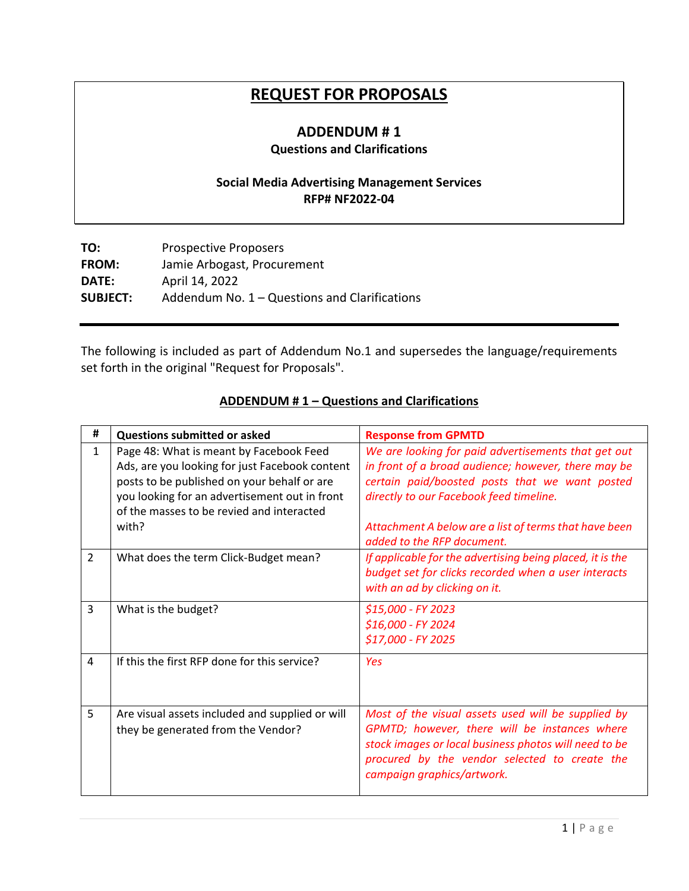# REQUEST FOR PROPOSALS

## ADDENDUM # 1
### Questions and Clarifications

### Social Media Advertising Management Services
### RFP# NF2022-04

**TO:** Prospective Proposers
**FROM:** Jamie Arbogast, Procurement
**DATE:** April 14, 2022
**SUBJECT:** Addendum No. 1 – Questions and Clarifications

---

The following is included as part of Addendum No.1 and supersedes the language/requirements set forth in the original "Request for Proposals".

**ADDENDUM # 1 – Questions and Clarifications**

| # | Questions submitted or asked | Response from GPMTD |
|---|---|---|
| 1 | Page 48: What is meant by Facebook Feed Ads, are you looking for just Facebook content posts to be published on your behalf or are you looking for an advertisement out in front of the masses to be revied and interacted with? | *We are looking for paid advertisements that get out in front of a broad audience; however, there may be certain paid/boosted posts that we want posted directly to our Facebook feed timeline.*<br><br>*Attachment A below are a list of terms that have been added to the RFP document.* |
| 2 | What does the term Click-Budget mean? | *If applicable for the advertising being placed, it is the budget set for clicks recorded when a user interacts with an ad by clicking on it.* |
| 3 | What is the budget? | *$15,000 - FY 2023*<br>*$16,000 - FY 2024*<br>*$17,000 - FY 2025* |
| 4 | If this the first RFP done for this service? | *Yes* |
| 5 | Are visual assets included and supplied or will they be generated from the Vendor? | *Most of the visual assets used will be supplied by GPMTD; however, there will be instances where stock images or local business photos will need to be procured by the vendor selected to create the campaign graphics/artwork.* |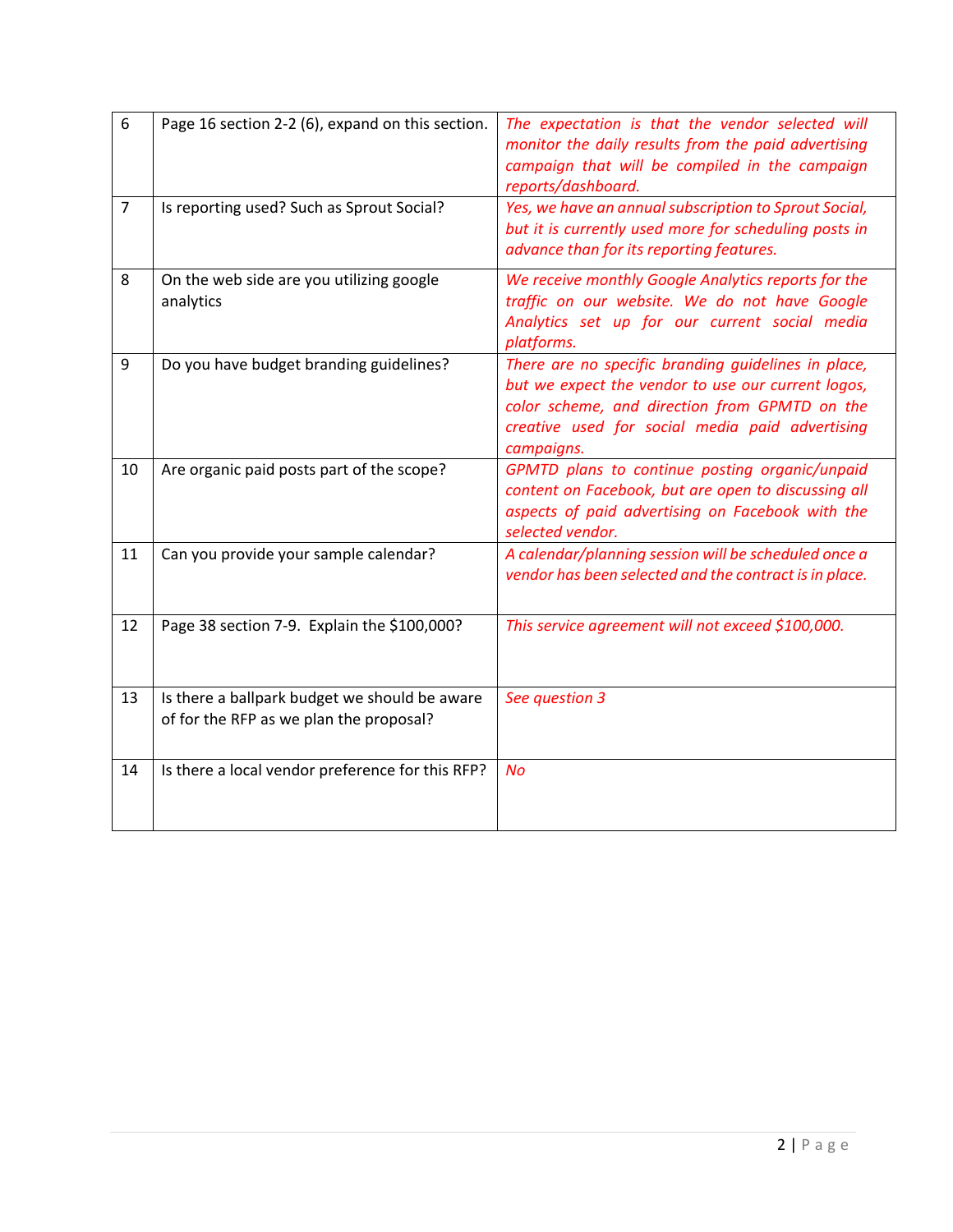| 6 | Page 16 section 2-2 (6), expand on this section. | *The expectation is that the vendor selected will monitor the daily results from the paid advertising campaign that will be compiled in the campaign reports/dashboard.* |
|---|---|---|
| 7 | Is reporting used? Such as Sprout Social? | *Yes, we have an annual subscription to Sprout Social, but it is currently used more for scheduling posts in advance than for its reporting features.* |
| 8 | On the web side are you utilizing google analytics | *We receive monthly Google Analytics reports for the traffic on our website. We do not have Google Analytics set up for our current social media platforms.* |
| 9 | Do you have budget branding guidelines? | *There are no specific branding guidelines in place, but we expect the vendor to use our current logos, color scheme, and direction from GPMTD on the creative used for social media paid advertising campaigns.* |
| 10 | Are organic paid posts part of the scope? | *GPMTD plans to continue posting organic/unpaid content on Facebook, but are open to discussing all aspects of paid advertising on Facebook with the selected vendor.* |
| 11 | Can you provide your sample calendar? | *A calendar/planning session will be scheduled once a vendor has been selected and the contract is in place.* |
| 12 | Page 38 section 7-9. Explain the $100,000? | *This service agreement will not exceed $100,000.* |
| 13 | Is there a ballpark budget we should be aware of for the RFP as we plan the proposal? | *See question 3* |
| 14 | Is there a local vendor preference for this RFP? | *No* |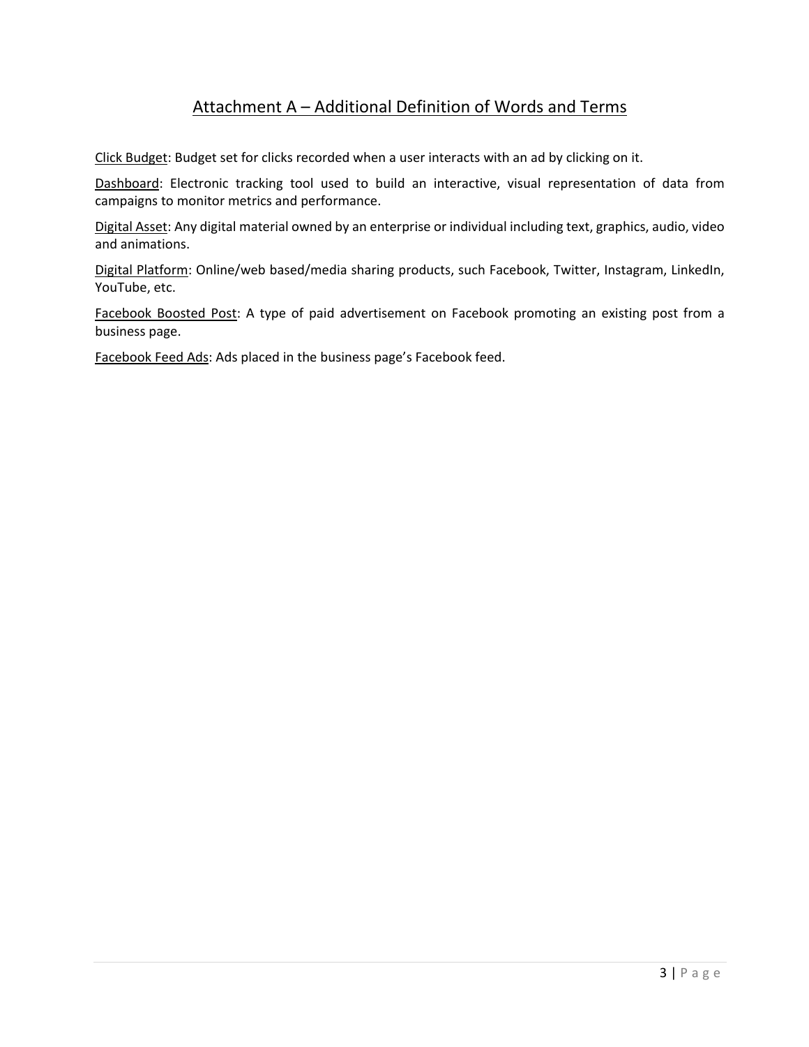## Attachment A – Additional Definition of Words and Terms

Click Budget: Budget set for clicks recorded when a user interacts with an ad by clicking on it.

Dashboard: Electronic tracking tool used to build an interactive, visual representation of data from campaigns to monitor metrics and performance.

Digital Asset: Any digital material owned by an enterprise or individual including text, graphics, audio, video and animations.

Digital Platform: Online/web based/media sharing products, such Facebook, Twitter, Instagram, LinkedIn, YouTube, etc.

Facebook Boosted Post: A type of paid advertisement on Facebook promoting an existing post from a business page.

Facebook Feed Ads: Ads placed in the business page's Facebook feed.